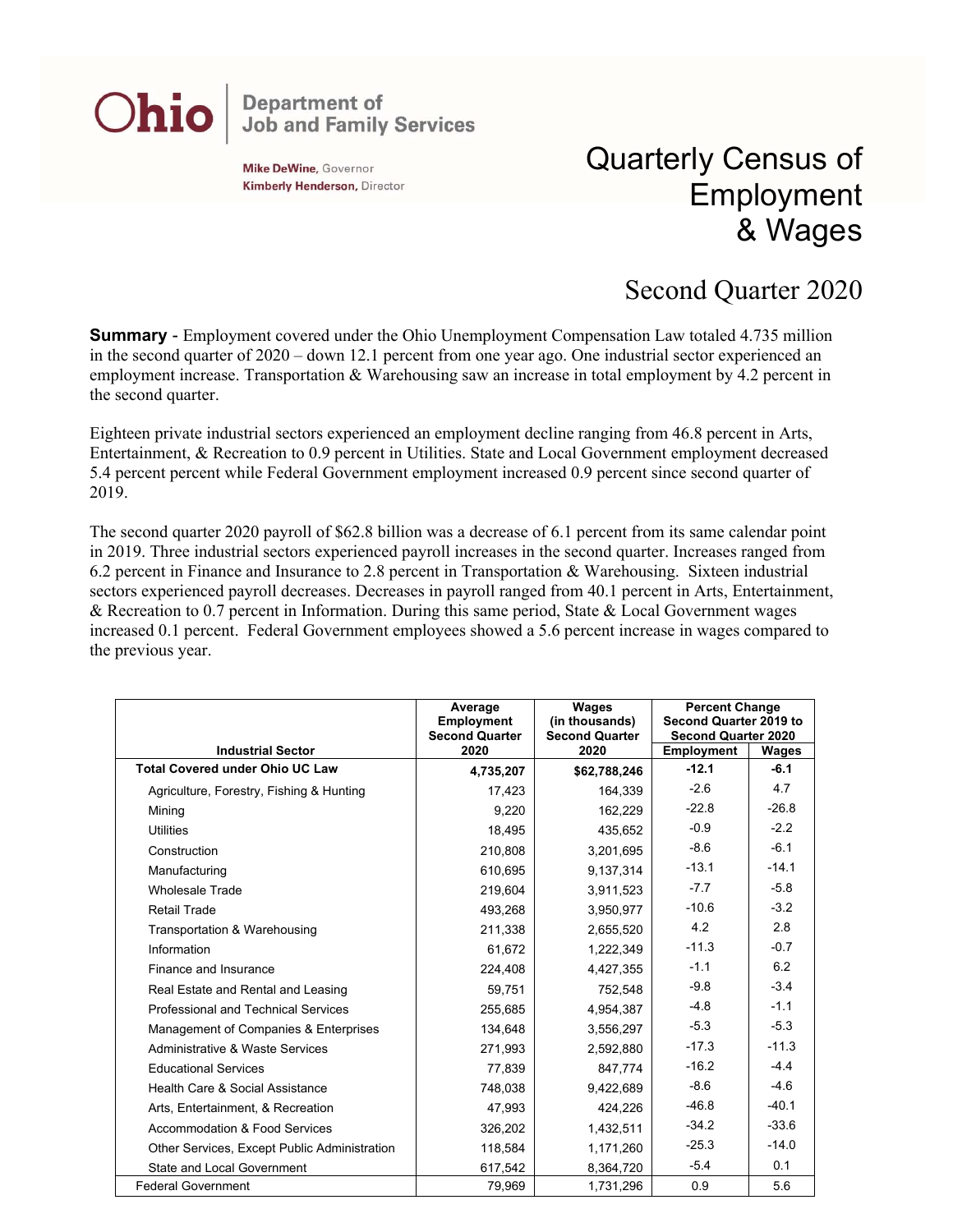Ohio | Department of Job and Family Services

**Mike DeWine**, Governor
**Kimberly Henderson**, Director

# Quarterly Census of Employment & Wages

## Second Quarter 2020

**Summary** - Employment covered under the Ohio Unemployment Compensation Law totaled 4.735 million in the second quarter of 2020 – down 12.1 percent from one year ago. One industrial sector experienced an employment increase. Transportation & Warehousing saw an increase in total employment by 4.2 percent in the second quarter.

Eighteen private industrial sectors experienced an employment decline ranging from 46.8 percent in Arts, Entertainment, & Recreation to 0.9 percent in Utilities. State and Local Government employment decreased 5.4 percent percent while Federal Government employment increased 0.9 percent since second quarter of 2019.

The second quarter 2020 payroll of $62.8 billion was a decrease of 6.1 percent from its same calendar point in 2019. Three industrial sectors experienced payroll increases in the second quarter. Increases ranged from 6.2 percent in Finance and Insurance to 2.8 percent in Transportation & Warehousing. Sixteen industrial sectors experienced payroll decreases. Decreases in payroll ranged from 40.1 percent in Arts, Entertainment, & Recreation to 0.7 percent in Information. During this same period, State & Local Government wages increased 0.1 percent. Federal Government employees showed a 5.6 percent increase in wages compared to the previous year.

| Industrial Sector | Average Employment Second Quarter 2020 | Wages (in thousands) Second Quarter 2020 | Percent Change Second Quarter 2019 to Second Quarter 2020 | |
|---|---|---|---|---|
| | | | Employment | Wages |
| **Total Covered under Ohio UC Law** | **4,735,207** | **$62,788,246** | **-12.1** | **-6.1** |
| Agriculture, Forestry, Fishing & Hunting | 17,423 | 164,339 | -2.6 | 4.7 |
| Mining | 9,220 | 162,229 | -22.8 | -26.8 |
| Utilities | 18,495 | 435,652 | -0.9 | -2.2 |
| Construction | 210,808 | 3,201,695 | -8.6 | -6.1 |
| Manufacturing | 610,695 | 9,137,314 | -13.1 | -14.1 |
| Wholesale Trade | 219,604 | 3,911,523 | -7.7 | -5.8 |
| Retail Trade | 493,268 | 3,950,977 | -10.6 | -3.2 |
| Transportation & Warehousing | 211,338 | 2,655,520 | 4.2 | 2.8 |
| Information | 61,672 | 1,222,349 | -11.3 | -0.7 |
| Finance and Insurance | 224,408 | 4,427,355 | -1.1 | 6.2 |
| Real Estate and Rental and Leasing | 59,751 | 752,548 | -9.8 | -3.4 |
| Professional and Technical Services | 255,685 | 4,954,387 | -4.8 | -1.1 |
| Management of Companies & Enterprises | 134,648 | 3,556,297 | -5.3 | -5.3 |
| Administrative & Waste Services | 271,993 | 2,592,880 | -17.3 | -11.3 |
| Educational Services | 77,839 | 847,774 | -16.2 | -4.4 |
| Health Care & Social Assistance | 748,038 | 9,422,689 | -8.6 | -4.6 |
| Arts, Entertainment, & Recreation | 47,993 | 424,226 | -46.8 | -40.1 |
| Accommodation & Food Services | 326,202 | 1,432,511 | -34.2 | -33.6 |
| Other Services, Except Public Administration | 118,584 | 1,171,260 | -25.3 | -14.0 |
| State and Local Government | 617,542 | 8,364,720 | -5.4 | 0.1 |
| Federal Government | 79,969 | 1,731,296 | 0.9 | 5.6 |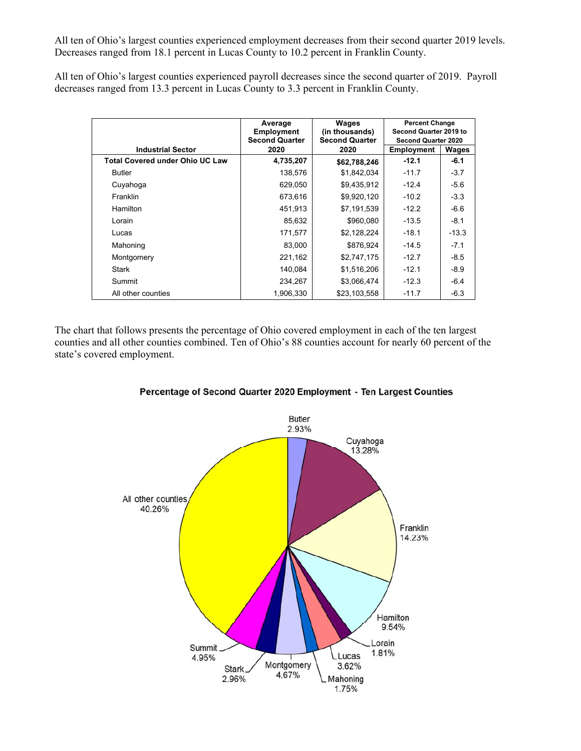All ten of Ohio's largest counties experienced employment decreases from their second quarter 2019 levels. Decreases ranged from 18.1 percent in Lucas County to 10.2 percent in Franklin County.

All ten of Ohio's largest counties experienced payroll decreases since the second quarter of 2019. Payroll decreases ranged from 13.3 percent in Lucas County to 3.3 percent in Franklin County.

| Industrial Sector | Average Employment Second Quarter 2020 | Wages (in thousands) Second Quarter 2020 | Percent Change Second Quarter 2019 to Second Quarter 2020 | |
|---|---|---|---|---|
| | | | Employment | Wages |
| **Total Covered under Ohio UC Law** | **4,735,207** | **$62,788,246** | **-12.1** | **-6.1** |
| Butler | 138,576 | $1,842,034 | -11.7 | -3.7 |
| Cuyahoga | 629,050 | $9,435,912 | -12.4 | -5.6 |
| Franklin | 673,616 | $9,920,120 | -10.2 | -3.3 |
| Hamilton | 451,913 | $7,191,539 | -12.2 | -6.6 |
| Lorain | 85,632 | $960,080 | -13.5 | -8.1 |
| Lucas | 171,577 | $2,128,224 | -18.1 | -13.3 |
| Mahoning | 83,000 | $876,924 | -14.5 | -7.1 |
| Montgomery | 221,162 | $2,747,175 | -12.7 | -8.5 |
| Stark | 140,084 | $1,516,206 | -12.1 | -8.9 |
| Summit | 234,267 | $3,066,474 | -12.3 | -6.4 |
| All other counties | 1,906,330 | $23,103,558 | -11.7 | -6.3 |

The chart that follows presents the percentage of Ohio covered employment in each of the ten largest counties and all other counties combined. Ten of Ohio's 88 counties account for nearly 60 percent of the state's covered employment.

**Percentage of Second Quarter 2020 Employment - Ten Largest Counties**

| County | Percentage |
|---|---|
| Butler | 2.93% |
| Cuyahoga | 13.28% |
| Franklin | 14.23% |
| Hamilton | 9.54% |
| Lorain | 1.81% |
| Lucas | 3.62% |
| Mahoning | 1.75% |
| Montgomery | 4.67% |
| Stark | 2.96% |
| Summit | 4.95% |
| All other counties | 40.26% |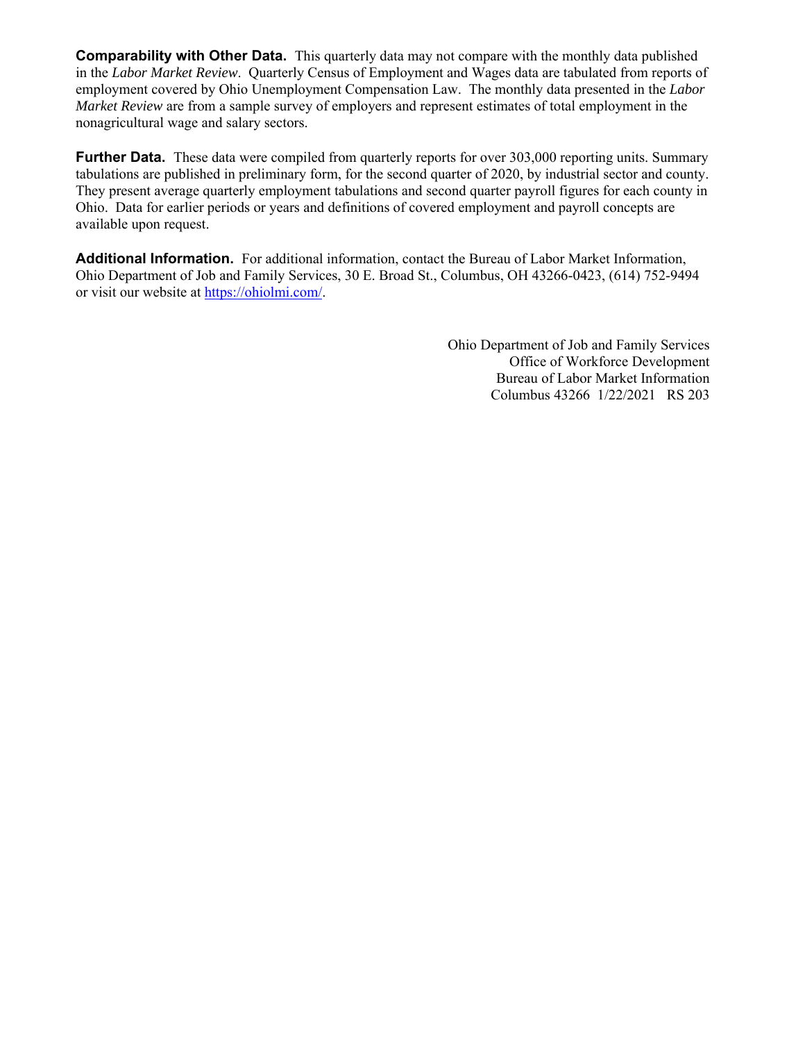**Comparability with Other Data.** This quarterly data may not compare with the monthly data published in the *Labor Market Review*. Quarterly Census of Employment and Wages data are tabulated from reports of employment covered by Ohio Unemployment Compensation Law. The monthly data presented in the *Labor Market Review* are from a sample survey of employers and represent estimates of total employment in the nonagricultural wage and salary sectors.

**Further Data.** These data were compiled from quarterly reports for over 303,000 reporting units. Summary tabulations are published in preliminary form, for the second quarter of 2020, by industrial sector and county. They present average quarterly employment tabulations and second quarter payroll figures for each county in Ohio. Data for earlier periods or years and definitions of covered employment and payroll concepts are available upon request.

**Additional Information.** For additional information, contact the Bureau of Labor Market Information, Ohio Department of Job and Family Services, 30 E. Broad St., Columbus, OH 43266-0423, (614) 752-9494 or visit our website at [https://ohiolmi.com/](https://ohiolmi.com/).

Ohio Department of Job and Family Services
Office of Workforce Development
Bureau of Labor Market Information
Columbus 43266 1/22/2021 RS 203